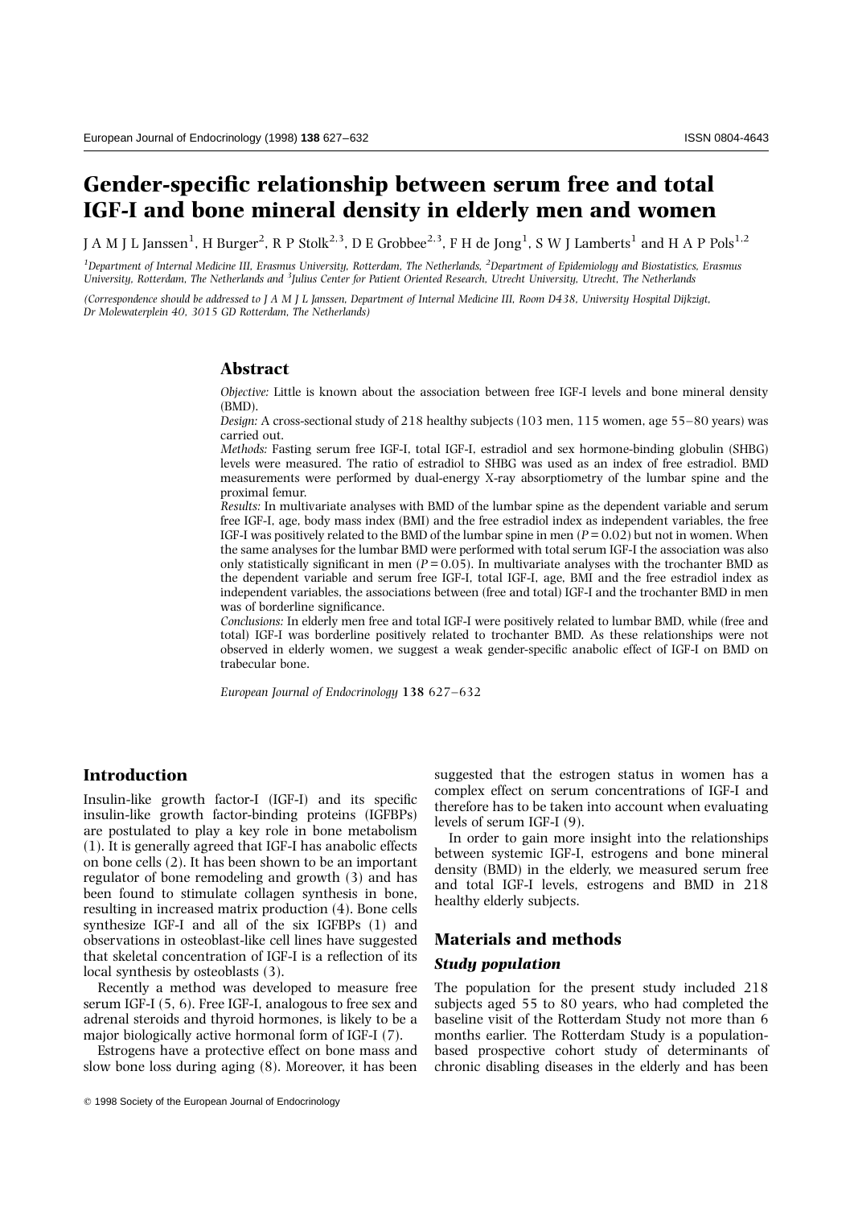# Gender-specific relationship between serum free and total IGF-I and bone mineral density in elderly men and women

J A M J L Janssen[1], H Burger[2], R P Stolk[2,3], D E Grobbee[2,3], F H de Jong[1], S W J Lamberts[1] and H A P Pols[1,2]

[1]Department of Internal Medicine III, Erasmus University, Rotterdam, The Netherlands, [2]Department of Epidemiology and Biostatistics, Erasmus University, Rotterdam, The Netherlands and [3]Julius Center for Patient Oriented Research, Utrecht University, Utrecht, The Netherlands

(Correspondence should be addressed to J A M J L Janssen, Department of Internal Medicine III, Room D438, University Hospital Dijkzigt, Dr Molewaterplein 40, 3015 GD Rotterdam, The Netherlands)

## Abstract

*Objective:* Little is known about the association between free IGF-I levels and bone mineral density (BMD).

*Design:* A cross-sectional study of 218 healthy subjects (103 men, 115 women, age 55–80 years) was carried out.

*Methods:* Fasting serum free IGF-I, total IGF-I, estradiol and sex hormone-binding globulin (SHBG) levels were measured. The ratio of estradiol to SHBG was used as an index of free estradiol. BMD measurements were performed by dual-energy X-ray absorptiometry of the lumbar spine and the proximal femur.

*Results:* In multivariate analyses with BMD of the lumbar spine as the dependent variable and serum free IGF-I, age, body mass index (BMI) and the free estradiol index as independent variables, the free IGF-I was positively related to the BMD of the lumbar spine in men ($P = 0.02$) but not in women. When the same analyses for the lumbar BMD were performed with total serum IGF-I the association was also only statistically significant in men ($P = 0.05$). In multivariate analyses with the trochanter BMD as the dependent variable and serum free IGF-I, total IGF-I, age, BMI and the free estradiol index as independent variables, the associations between (free and total) IGF-I and the trochanter BMD in men was of borderline significance.

*Conclusions:* In elderly men free and total IGF-I were positively related to lumbar BMD, while (free and total) IGF-I was borderline positively related to trochanter BMD. As these relationships were not observed in elderly women, we suggest a weak gender-specific anabolic effect of IGF-I on BMD on trabecular bone.

*European Journal of Endocrinology* **138** 627–632

## Introduction

Insulin-like growth factor-I (IGF-I) and its specific insulin-like growth factor-binding proteins (IGFBPs) are postulated to play a key role in bone metabolism (1). It is generally agreed that IGF-I has anabolic effects on bone cells (2). It has been shown to be an important regulator of bone remodeling and growth (3) and has been found to stimulate collagen synthesis in bone, resulting in increased matrix production (4). Bone cells synthesize IGF-I and all of the six IGFBPs (1) and observations in osteoblast-like cell lines have suggested that skeletal concentration of IGF-I is a reflection of its local synthesis by osteoblasts (3).

Recently a method was developed to measure free serum IGF-I (5, 6). Free IGF-I, analogous to free sex and adrenal steroids and thyroid hormones, is likely to be a major biologically active hormonal form of IGF-I (7).

Estrogens have a protective effect on bone mass and slow bone loss during aging (8). Moreover, it has been suggested that the estrogen status in women has a complex effect on serum concentrations of IGF-I and therefore has to be taken into account when evaluating levels of serum IGF-I (9).

In order to gain more insight into the relationships between systemic IGF-I, estrogens and bone mineral density (BMD) in the elderly, we measured serum free and total IGF-I levels, estrogens and BMD in 218 healthy elderly subjects.

## Materials and methods

### Study population

The population for the present study included 218 subjects aged 55 to 80 years, who had completed the baseline visit of the Rotterdam Study not more than 6 months earlier. The Rotterdam Study is a population-based prospective cohort study of determinants of chronic disabling diseases in the elderly and has been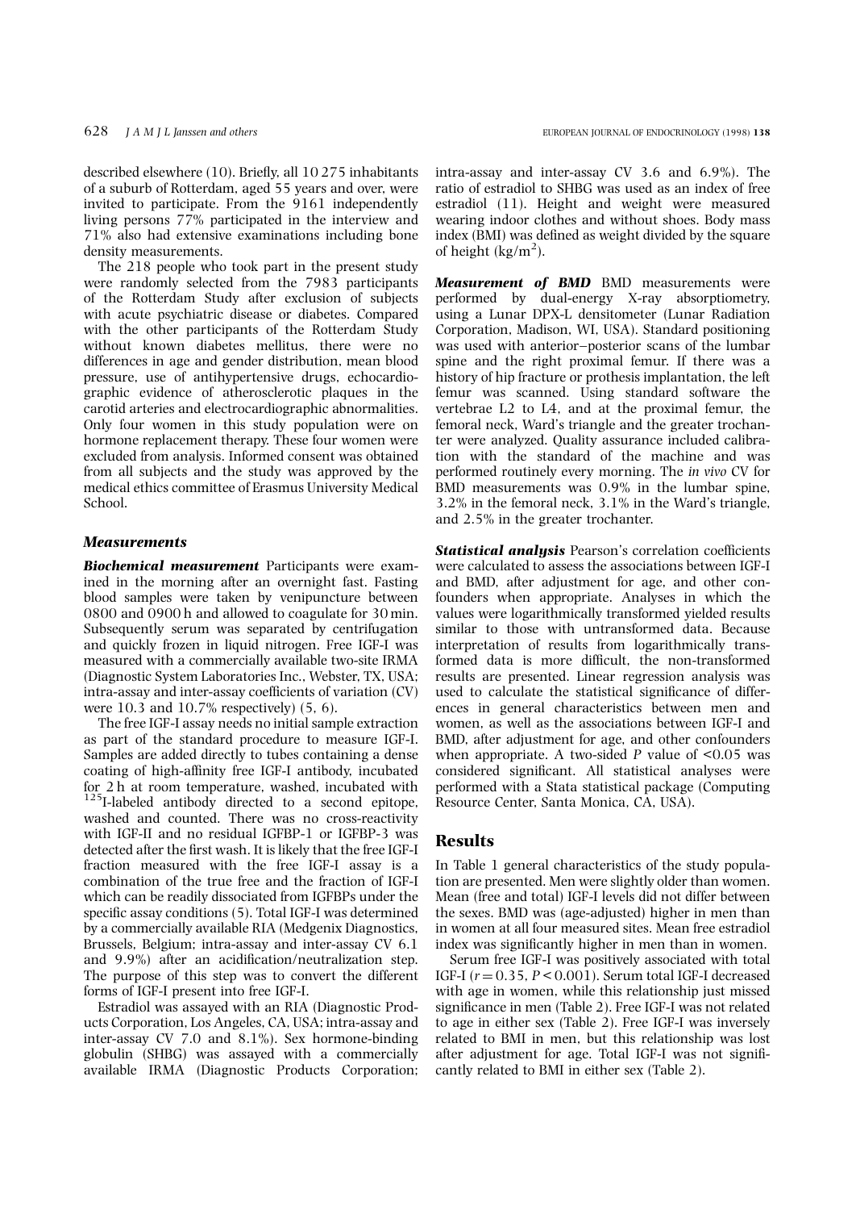described elsewhere (10). Briefly, all 10 275 inhabitants of a suburb of Rotterdam, aged 55 years and over, were invited to participate. From the 9161 independently living persons 77% participated in the interview and 71% also had extensive examinations including bone density measurements.

The 218 people who took part in the present study were randomly selected from the 7983 participants of the Rotterdam Study after exclusion of subjects with acute psychiatric disease or diabetes. Compared with the other participants of the Rotterdam Study without known diabetes mellitus, there were no differences in age and gender distribution, mean blood pressure, use of antihypertensive drugs, echocardiographic evidence of atherosclerotic plaques in the carotid arteries and electrocardiographic abnormalities. Only four women in this study population were on hormone replacement therapy. These four women were excluded from analysis. Informed consent was obtained from all subjects and the study was approved by the medical ethics committee of Erasmus University Medical School.

## Measurements

***Biochemical measurement*** Participants were examined in the morning after an overnight fast. Fasting blood samples were taken by venipuncture between 0800 and 0900 h and allowed to coagulate for 30 min. Subsequently serum was separated by centrifugation and quickly frozen in liquid nitrogen. Free IGF-I was measured with a commercially available two-site IRMA (Diagnostic System Laboratories Inc., Webster, TX, USA; intra-assay and inter-assay coefficients of variation (CV) were 10.3 and 10.7% respectively) (5, 6).

The free IGF-I assay needs no initial sample extraction as part of the standard procedure to measure IGF-I. Samples are added directly to tubes containing a dense coating of high-affinity free IGF-I antibody, incubated for 2 h at room temperature, washed, incubated with $^{125}$I-labeled antibody directed to a second epitope, washed and counted. There was no cross-reactivity with IGF-II and no residual IGFBP-1 or IGFBP-3 was detected after the first wash. It is likely that the free IGF-I fraction measured with the free IGF-I assay is a combination of the true free and the fraction of IGF-I which can be readily dissociated from IGFBPs under the specific assay conditions (5). Total IGF-I was determined by a commercially available RIA (Medgenix Diagnostics, Brussels, Belgium; intra-assay and inter-assay CV 6.1 and 9.9%) after an acidification/neutralization step. The purpose of this step was to convert the different forms of IGF-I present into free IGF-I.

Estradiol was assayed with an RIA (Diagnostic Products Corporation, Los Angeles, CA, USA; intra-assay and inter-assay CV 7.0 and 8.1%). Sex hormone-binding globulin (SHBG) was assayed with a commercially available IRMA (Diagnostic Products Corporation; intra-assay and inter-assay CV 3.6 and 6.9%). The ratio of estradiol to SHBG was used as an index of free estradiol (11). Height and weight were measured wearing indoor clothes and without shoes. Body mass index (BMI) was defined as weight divided by the square of height (kg/m$^2$).

***Measurement of BMD*** BMD measurements were performed by dual-energy X-ray absorptiometry, using a Lunar DPX-L densitometer (Lunar Radiation Corporation, Madison, WI, USA). Standard positioning was used with anterior–posterior scans of the lumbar spine and the right proximal femur. If there was a history of hip fracture or prothesis implantation, the left femur was scanned. Using standard software the vertebrae L2 to L4, and at the proximal femur, the femoral neck, Ward's triangle and the greater trochanter were analyzed. Quality assurance included calibration with the standard of the machine and was performed routinely every morning. The *in vivo* CV for BMD measurements was 0.9% in the lumbar spine, 3.2% in the femoral neck, 3.1% in the Ward's triangle, and 2.5% in the greater trochanter.

***Statistical analysis*** Pearson's correlation coefficients were calculated to assess the associations between IGF-I and BMD, after adjustment for age, and other confounders when appropriate. Analyses in which the values were logarithmically transformed yielded results similar to those with untransformed data. Because interpretation of results from logarithmically transformed data is more difficult, the non-transformed results are presented. Linear regression analysis was used to calculate the statistical significance of differences in general characteristics between men and women, as well as the associations between IGF-I and BMD, after adjustment for age, and other confounders when appropriate. A two-sided $P$ value of $<0.05$ was considered significant. All statistical analyses were performed with a Stata statistical package (Computing Resource Center, Santa Monica, CA, USA).

## Results

In Table 1 general characteristics of the study population are presented. Men were slightly older than women. Mean (free and total) IGF-I levels did not differ between the sexes. BMD was (age-adjusted) higher in men than in women at all four measured sites. Mean free estradiol index was significantly higher in men than in women.

Serum free IGF-I was positively associated with total IGF-I ($r = 0.35$, $P < 0.001$). Serum total IGF-I decreased with age in women, while this relationship just missed significance in men (Table 2). Free IGF-I was not related to age in either sex (Table 2). Free IGF-I was inversely related to BMI in men, but this relationship was lost after adjustment for age. Total IGF-I was not significantly related to BMI in either sex (Table 2).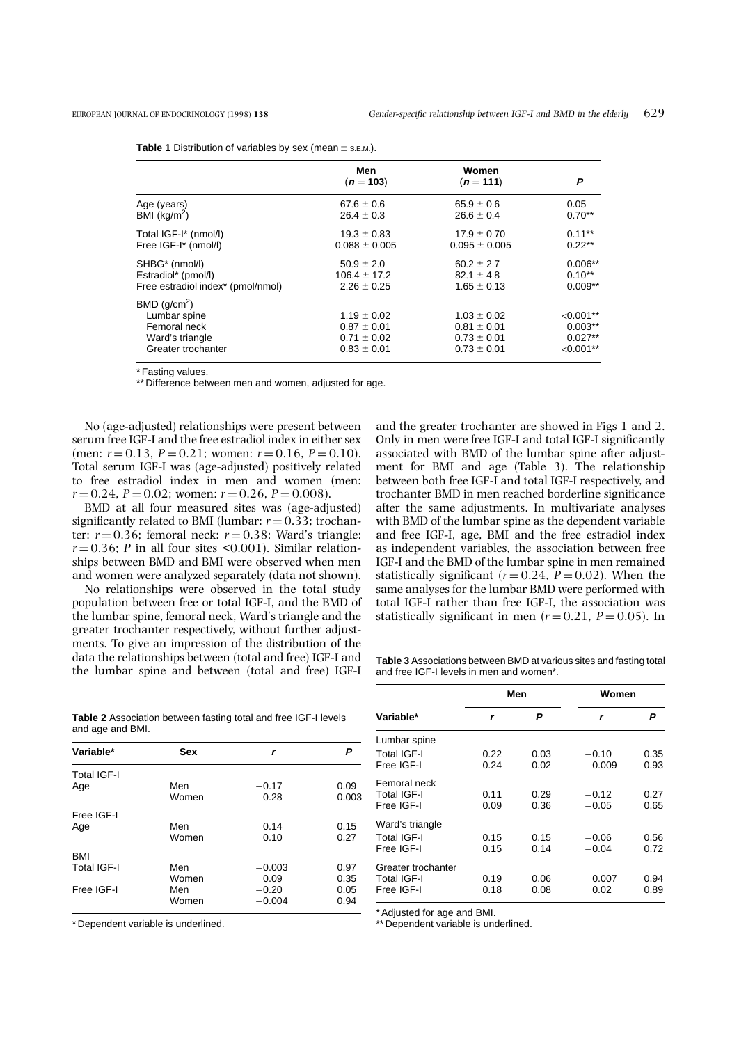**Table 1** Distribution of variables by sex (mean ± S.E.M.).

| | Men ($n = 103$) | Women ($n = 111$) | $P$ |
|---|---|---|---|
| Age (years) | $67.6 \pm 0.6$ | $65.9 \pm 0.6$ | 0.05 |
| BMI ($kg/m^2$) | $26.4 \pm 0.3$ | $26.6 \pm 0.4$ | 0.70** |
| Total IGF-I* (nmol/l) | $19.3 \pm 0.83$ | $17.9 \pm 0.70$ | 0.11** |
| Free IGF-I* (nmol/l) | $0.088 \pm 0.005$ | $0.095 \pm 0.005$ | 0.22** |
| SHBG* (nmol/l) | $50.9 \pm 2.0$ | $60.2 \pm 2.7$ | 0.006** |
| Estradiol* (pmol/l) | $106.4 \pm 17.2$ | $82.1 \pm 4.8$ | 0.10** |
| Free estradiol index* (pmol/nmol) | $2.26 \pm 0.25$ | $1.65 \pm 0.13$ | 0.009** |
| BMD ($g/cm^2$) | | | |
| Lumbar spine | $1.19 \pm 0.02$ | $1.03 \pm 0.02$ | <0.001** |
| Femoral neck | $0.87 \pm 0.01$ | $0.81 \pm 0.01$ | 0.003** |
| Ward's triangle | $0.71 \pm 0.02$ | $0.73 \pm 0.01$ | 0.027** |
| Greater trochanter | $0.83 \pm 0.01$ | $0.73 \pm 0.01$ | <0.001** |

* Fasting values.
** Difference between men and women, adjusted for age.

No (age-adjusted) relationships were present between serum free IGF-I and the free estradiol index in either sex (men: $r = 0.13$, $P = 0.21$; women: $r = 0.16$, $P = 0.10$). Total serum IGF-I was (age-adjusted) positively related to free estradiol index in men and women (men: $r = 0.24$, $P = 0.02$; women: $r = 0.26$, $P = 0.008$).

BMD at all four measured sites was (age-adjusted) significantly related to BMI (lumbar: $r = 0.33$; trochanter: $r = 0.36$; femoral neck: $r = 0.38$; Ward's triangle: $r = 0.36$; $P$ in all four sites <0.001). Similar relationships between BMD and BMI were observed when men and women were analyzed separately (data not shown).

No relationships were observed in the total study population between free or total IGF-I, and the BMD of the lumbar spine, femoral neck, Ward's triangle and the greater trochanter respectively, without further adjustments. To give an impression of the distribution of the data the relationships between (total and free) IGF-I and the lumbar spine and between (total and free) IGF-I and the greater trochanter are showed in Figs 1 and 2. Only in men were free IGF-I and total IGF-I significantly associated with BMD of the lumbar spine after adjustment for BMI and age (Table 3). The relationship between both free IGF-I and total IGF-I respectively, and trochanter BMD in men reached borderline significance after the same adjustments. In multivariate analyses with BMD of the lumbar spine as the dependent variable and free IGF-I, age, BMI and the free estradiol index as independent variables, the association between free IGF-I and the BMD of the lumbar spine in men remained statistically significant ($r = 0.24$, $P = 0.02$). When the same analyses for the lumbar BMD were performed with total IGF-I rather than free IGF-I, the association was statistically significant in men ($r = 0.21$, $P = 0.05$). In

**Table 2** Association between fasting total and free IGF-I levels and age and BMI.

| Variable* | Sex | $r$ | $P$ |
|---|---|---|---|
| Total IGF-I | | | |
| Age | Men | −0.17 | 0.09 |
| | Women | −0.28 | 0.003 |
| Free IGF-I | | | |
| Age | Men | 0.14 | 0.15 |
| | Women | 0.10 | 0.27 |
| BMI | | | |
| Total IGF-I | Men | −0.003 | 0.97 |
| | Women | 0.09 | 0.35 |
| Free IGF-I | Men | −0.20 | 0.05 |
| | Women | −0.004 | 0.94 |

* Dependent variable is underlined.

**Table 3** Associations between BMD at various sites and fasting total and free IGF-I levels in men and women*.

| Variable** | Men $r$ | Men $P$ | Women $r$ | Women $P$ |
|---|---|---|---|---|
| Lumbar spine | | | | |
| Total IGF-I | 0.22 | 0.03 | −0.10 | 0.35 |
| Free IGF-I | 0.24 | 0.02 | −0.009 | 0.93 |
| Femoral neck | | | | |
| Total IGF-I | 0.11 | 0.29 | −0.12 | 0.27 |
| Free IGF-I | 0.09 | 0.36 | −0.05 | 0.65 |
| Ward's triangle | | | | |
| Total IGF-I | 0.15 | 0.15 | −0.06 | 0.56 |
| Free IGF-I | 0.15 | 0.14 | −0.04 | 0.72 |
| Greater trochanter | | | | |
| Total IGF-I | 0.19 | 0.06 | 0.007 | 0.94 |
| Free IGF-I | 0.18 | 0.08 | 0.02 | 0.89 |

* Adjusted for age and BMI.
** Dependent variable is underlined.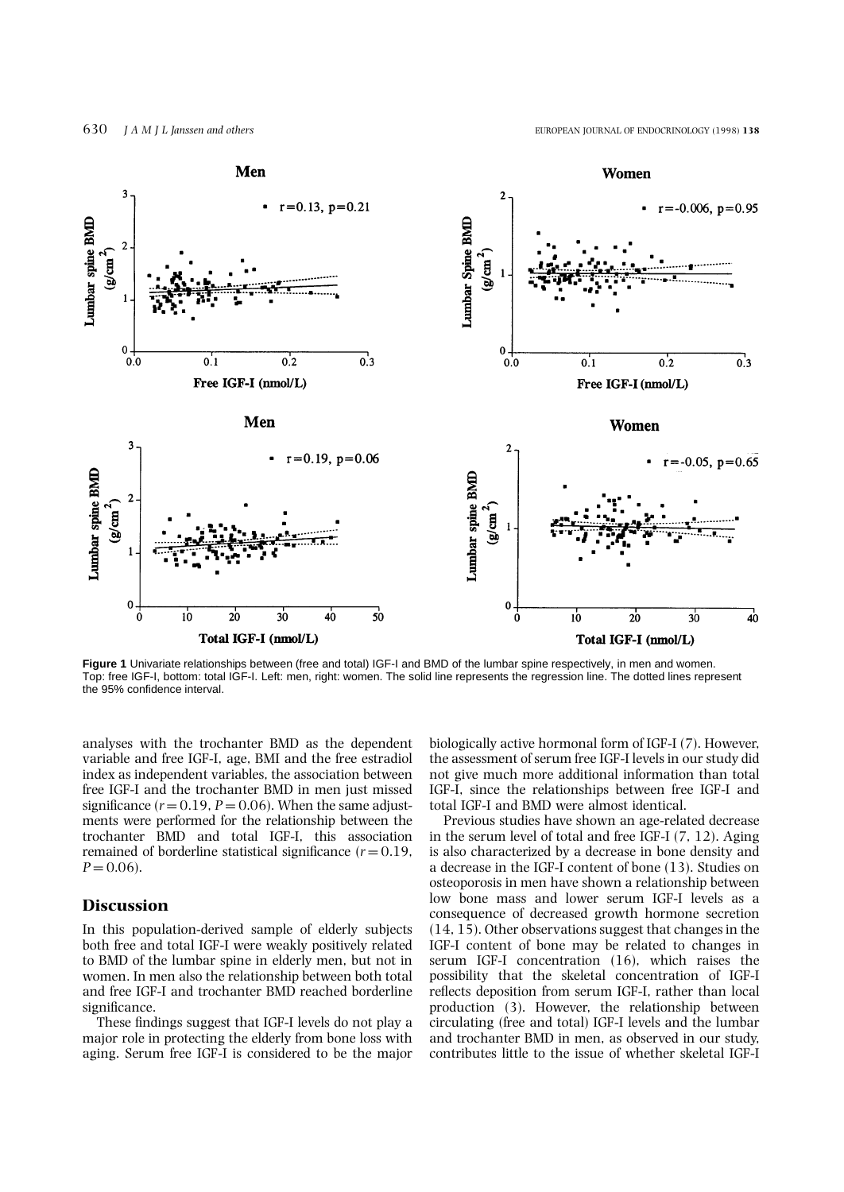**Figure 1** Univariate relationships between (free and total) IGF-I and BMD of the lumbar spine respectively, in men and women. Top: free IGF-I, bottom: total IGF-I. Left: men, right: women. The solid line represents the regression line. The dotted lines represent the 95% confidence interval.

analyses with the trochanter BMD as the dependent variable and free IGF-I, age, BMI and the free estradiol index as independent variables, the association between free IGF-I and the trochanter BMD in men just missed significance ($r = 0.19$, $P = 0.06$). When the same adjustments were performed for the relationship between the trochanter BMD and total IGF-I, this association remained of borderline statistical significance ($r = 0.19$, $P = 0.06$).

## Discussion

In this population-derived sample of elderly subjects both free and total IGF-I were weakly positively related to BMD of the lumbar spine in elderly men, but not in women. In men also the relationship between both total and free IGF-I and trochanter BMD reached borderline significance.

These findings suggest that IGF-I levels do not play a major role in protecting the elderly from bone loss with aging. Serum free IGF-I is considered to be the major biologically active hormonal form of IGF-I (7). However, the assessment of serum free IGF-I levels in our study did not give much more additional information than total IGF-I, since the relationships between free IGF-I and total IGF-I and BMD were almost identical.

Previous studies have shown an age-related decrease in the serum level of total and free IGF-I (7, 12). Aging is also characterized by a decrease in bone density and a decrease in the IGF-I content of bone (13). Studies on osteoporosis in men have shown a relationship between low bone mass and lower serum IGF-I levels as a consequence of decreased growth hormone secretion (14, 15). Other observations suggest that changes in the IGF-I content of bone may be related to changes in serum IGF-I concentration (16), which raises the possibility that the skeletal concentration of IGF-I reflects deposition from serum IGF-I, rather than local production (3). However, the relationship between circulating (free and total) IGF-I levels and the lumbar and trochanter BMD in men, as observed in our study, contributes little to the issue of whether skeletal IGF-I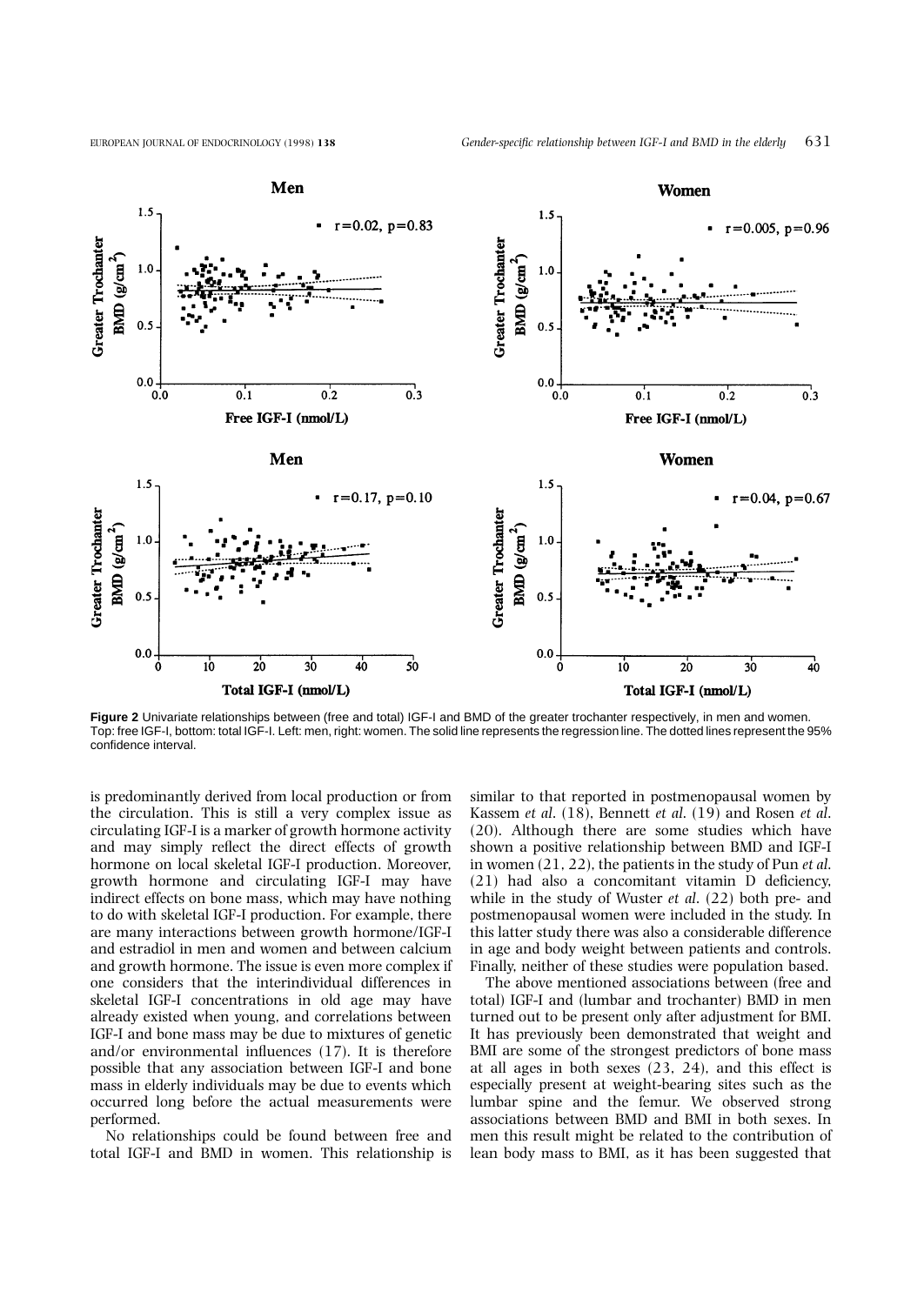**Figure 2** Univariate relationships between (free and total) IGF-I and BMD of the greater trochanter respectively, in men and women. Top: free IGF-I, bottom: total IGF-I. Left: men, right: women. The solid line represents the regression line. The dotted lines represent the 95% confidence interval.

is predominantly derived from local production or from the circulation. This is still a very complex issue as circulating IGF-I is a marker of growth hormone activity and may simply reflect the direct effects of growth hormone on local skeletal IGF-I production. Moreover, growth hormone and circulating IGF-I may have indirect effects on bone mass, which may have nothing to do with skeletal IGF-I production. For example, there are many interactions between growth hormone/IGF-I and estradiol in men and women and between calcium and growth hormone. The issue is even more complex if one considers that the interindividual differences in skeletal IGF-I concentrations in old age may have already existed when young, and correlations between IGF-I and bone mass may be due to mixtures of genetic and/or environmental influences (17). It is therefore possible that any association between IGF-I and bone mass in elderly individuals may be due to events which occurred long before the actual measurements were performed.

No relationships could be found between free and total IGF-I and BMD in women. This relationship is similar to that reported in postmenopausal women by Kassem *et al.* (18), Bennett *et al.* (19) and Rosen *et al.* (20). Although there are some studies which have shown a positive relationship between BMD and IGF-I in women (21, 22), the patients in the study of Pun *et al.* (21) had also a concomitant vitamin D deficiency, while in the study of Wuster *et al.* (22) both pre- and postmenopausal women were included in the study. In this latter study there was also a considerable difference in age and body weight between patients and controls. Finally, neither of these studies were population based.

The above mentioned associations between (free and total) IGF-I and (lumbar and trochanter) BMD in men turned out to be present only after adjustment for BMI. It has previously been demonstrated that weight and BMI are some of the strongest predictors of bone mass at all ages in both sexes (23, 24), and this effect is especially present at weight-bearing sites such as the lumbar spine and the femur. We observed strong associations between BMD and BMI in both sexes. In men this result might be related to the contribution of lean body mass to BMI, as it has been suggested that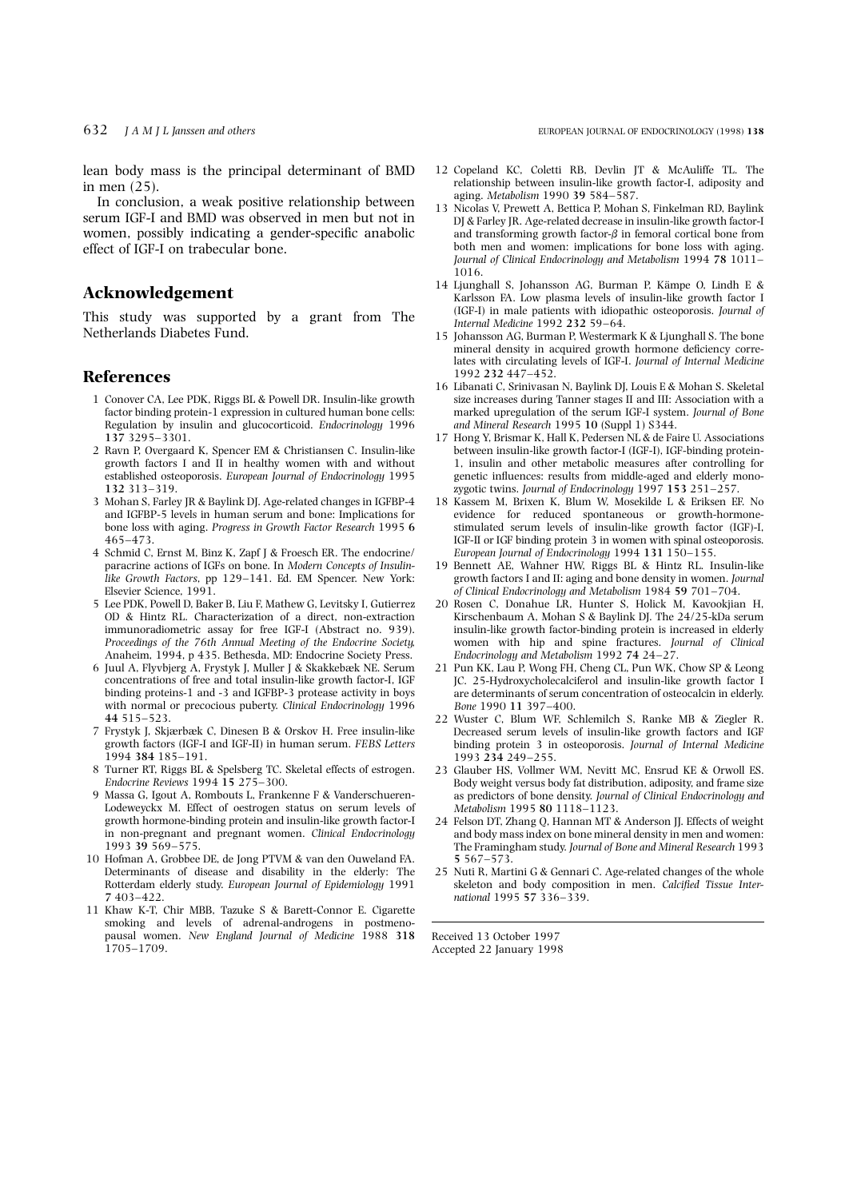lean body mass is the principal determinant of BMD in men (25).

In conclusion, a weak positive relationship between serum IGF-I and BMD was observed in men but not in women, possibly indicating a gender-specific anabolic effect of IGF-I on trabecular bone.

## Acknowledgement

This study was supported by a grant from The Netherlands Diabetes Fund.

## References

1. Conover CA, Lee PDK, Riggs BL & Powell DR. Insulin-like growth factor binding protein-1 expression in cultured human bone cells: Regulation by insulin and glucocorticoid. *Endocrinology* 1996 **137** 3295–3301.
2. Ravn P, Overgaard K, Spencer EM & Christiansen C. Insulin-like growth factors I and II in healthy women with and without established osteoporosis. *European Journal of Endocrinology* 1995 **132** 313–319.
3. Mohan S, Farley JR & Baylink DJ. Age-related changes in IGFBP-4 and IGFBP-5 levels in human serum and bone: Implications for bone loss with aging. *Progress in Growth Factor Research* 1995 **6** 465–473.
4. Schmid C, Ernst M, Binz K, Zapf J & Froesch ER. The endocrine/paracrine actions of IGFs on bone. In *Modern Concepts of Insulin-like Growth Factors*, pp 129–141. Ed. EM Spencer. New York: Elsevier Science, 1991.
5. Lee PDK, Powell D, Baker B, Liu F, Mathew G, Levitsky I, Gutierrez OD & Hintz RL. Characterization of a direct, non-extraction immunoradiometric assay for free IGF-I (Abstract no. 939). *Proceedings of the 76th Annual Meeting of the Endocrine Society*, Anaheim, 1994, p 435. Bethesda, MD: Endocrine Society Press.
6. Juul A, Flyvbjerg A, Frystyk J, Muller J & Skakkebæk NE. Serum concentrations of free and total insulin-like growth factor-I, IGF binding proteins-1 and -3 and IGFBP-3 protease activity in boys with normal or precocious puberty. *Clinical Endocrinology* 1996 **44** 515–523.
7. Frystyk J, Skjærbæk C, Dinesen B & Orskov H. Free insulin-like growth factors (IGF-I and IGF-II) in human serum. *FEBS Letters* 1994 **384** 185–191.
8. Turner RT, Riggs BL & Spelsberg TC. Skeletal effects of estrogen. *Endocrine Reviews* 1994 **15** 275–300.
9. Massa G, Igout A, Rombouts L, Frankenne F & Vanderschueren-Lodeweyckx M. Effect of oestrogen status on serum levels of growth hormone-binding protein and insulin-like growth factor-I in non-pregnant and pregnant women. *Clinical Endocrinology* 1993 **39** 569–575.
10. Hofman A, Grobbee DE, de Jong PTVM & van den Ouweland FA. Determinants of disease and disability in the elderly: The Rotterdam elderly study. *European Journal of Epidemiology* 1991 **7** 403–422.
11. Khaw K-T, Chir MBB, Tazuke S & Barett-Connor E. Cigarette smoking and levels of adrenal-androgens in postmenopausal women. *New England Journal of Medicine* 1988 **318** 1705–1709.
12. Copeland KC, Coletti RB, Devlin JT & McAuliffe TL. The relationship between insulin-like growth factor-I, adiposity and aging. *Metabolism* 1990 **39** 584–587.
13. Nicolas V, Prewett A, Bettica P, Mohan S, Finkelman RD, Baylink DJ & Farley JR. Age-related decrease in insulin-like growth factor-I and transforming growth factor-$\beta$ in femoral cortical bone from both men and women: implications for bone loss with aging. *Journal of Clinical Endocrinology and Metabolism* 1994 **78** 1011–1016.
14. Ljunghall S, Johansson AG, Burman P, Kämpe O, Lindh E & Karlsson FA. Low plasma levels of insulin-like growth factor I (IGF-I) in male patients with idiopathic osteoporosis. *Journal of Internal Medicine* 1992 **232** 59–64.
15. Johansson AG, Burman P, Westermark K & Ljunghall S. The bone mineral density in acquired growth hormone deficiency correlates with circulating levels of IGF-I. *Journal of Internal Medicine* 1992 **232** 447–452.
16. Libanati C, Srinivasan N, Baylink DJ, Louis E & Mohan S. Skeletal size increases during Tanner stages II and III: Association with a marked upregulation of the serum IGF-I system. *Journal of Bone and Mineral Research* 1995 **10** (Suppl 1) S344.
17. Hong Y, Brismar K, Hall K, Pedersen NL & de Faire U. Associations between insulin-like growth factor-I (IGF-I), IGF-binding protein-1, insulin and other metabolic measures after controlling for genetic influences: results from middle-aged and elderly monozygotic twins. *Journal of Endocrinology* 1997 **153** 251–257.
18. Kassem M, Brixen K, Blum W, Mosekilde L & Eriksen EF. No evidence for reduced spontaneous or growth-hormone-stimulated serum levels of insulin-like growth factor (IGF)-I, IGF-II or IGF binding protein 3 in women with spinal osteoporosis. *European Journal of Endocrinology* 1994 **131** 150–155.
19. Bennett AE, Wahner HW, Riggs BL & Hintz RL. Insulin-like growth factors I and II: aging and bone density in women. *Journal of Clinical Endocrinology and Metabolism* 1984 **59** 701–704.
20. Rosen C, Donahue LR, Hunter S, Holick M, Kavookjian H, Kirschenbaum A, Mohan S & Baylink DJ. The 24/25-kDa serum insulin-like growth factor-binding protein is increased in elderly women with hip and spine fractures. *Journal of Clinical Endocrinology and Metabolism* 1992 **74** 24–27.
21. Pun KK, Lau P, Wong FH, Cheng CL, Pun WK, Chow SP & Leong JC. 25-Hydroxycholecalciferol and insulin-like growth factor I are determinants of serum concentration of osteocalcin in elderly. *Bone* 1990 **11** 397–400.
22. Wuster C, Blum WF, Schlemilch S, Ranke MB & Ziegler R. Decreased serum levels of insulin-like growth factors and IGF binding protein 3 in osteoporosis. *Journal of Internal Medicine* 1993 **234** 249–255.
23. Glauber HS, Vollmer WM, Nevitt MC, Ensrud KE & Orwoll ES. Body weight versus body fat distribution, adiposity, and frame size as predictors of bone density. *Journal of Clinical Endocrinology and Metabolism* 1995 **80** 1118–1123.
24. Felson DT, Zhang Q, Hannan MT & Anderson JJ. Effects of weight and body mass index on bone mineral density in men and women: The Framingham study. *Journal of Bone and Mineral Research* 1993 **5** 567–573.
25. Nuti R, Martini G & Gennari C. Age-related changes of the whole skeleton and body composition in men. *Calcified Tissue International* 1995 **57** 336–339.

Received 13 October 1997
Accepted 22 January 1998